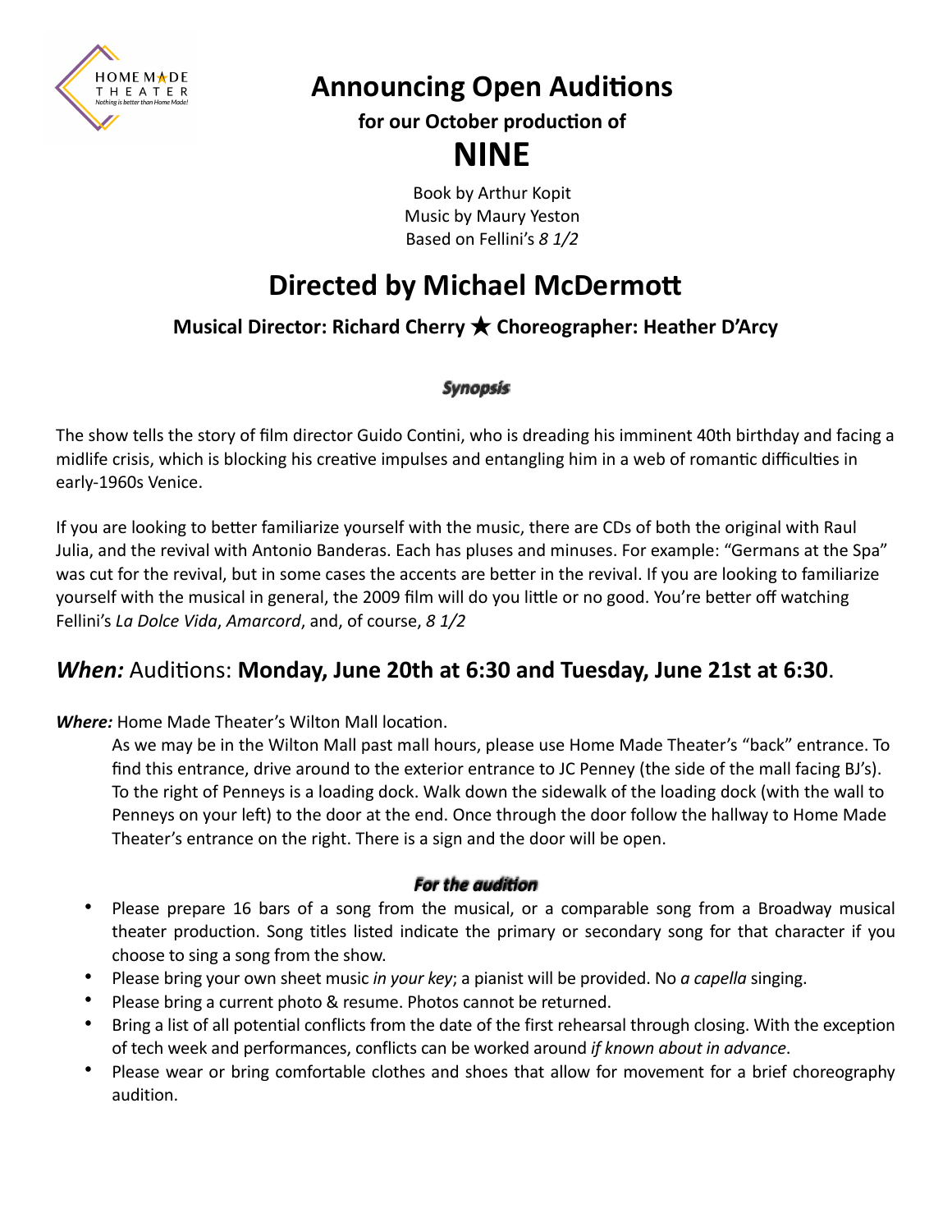HOME MADE THEATER
*Nothing is better than Home Made!*

# Announcing Open Auditions

**for our October production of**

# NINE

Book by Arthur Kopit
Music by Maury Yeston
Based on Fellini's *8 1/2*

## Directed by Michael McDermott

**Musical Director: Richard Cherry ★ Choreographer: Heather D'Arcy**

### *Synopsis*

The show tells the story of film director Guido Contini, who is dreading his imminent 40th birthday and facing a midlife crisis, which is blocking his creative impulses and entangling him in a web of romantic difficulties in early-1960s Venice.

If you are looking to better familiarize yourself with the music, there are CDs of both the original with Raul Julia, and the revival with Antonio Banderas. Each has pluses and minuses. For example: "Germans at the Spa" was cut for the revival, but in some cases the accents are better in the revival. If you are looking to familiarize yourself with the musical in general, the 2009 film will do you little or no good. You're better off watching Fellini's *La Dolce Vida*, *Amarcord*, and, of course, *8 1/2*

## ***When:*** Auditions: **Monday, June 20th at 6:30 and Tuesday, June 21st at 6:30**.

***Where:*** Home Made Theater's Wilton Mall location.

As we may be in the Wilton Mall past mall hours, please use Home Made Theater's "back" entrance. To find this entrance, drive around to the exterior entrance to JC Penney (the side of the mall facing BJ's). To the right of Penneys is a loading dock. Walk down the sidewalk of the loading dock (with the wall to Penneys on your left) to the door at the end. Once through the door follow the hallway to Home Made Theater's entrance on the right. There is a sign and the door will be open.

### *For the audition*

- Please prepare 16 bars of a song from the musical, or a comparable song from a Broadway musical theater production. Song titles listed indicate the primary or secondary song for that character if you choose to sing a song from the show.
- Please bring your own sheet music *in your key*; a pianist will be provided. No *a capella* singing.
- Please bring a current photo & resume. Photos cannot be returned.
- Bring a list of all potential conflicts from the date of the first rehearsal through closing. With the exception of tech week and performances, conflicts can be worked around *if known about in advance*.
- Please wear or bring comfortable clothes and shoes that allow for movement for a brief choreography audition.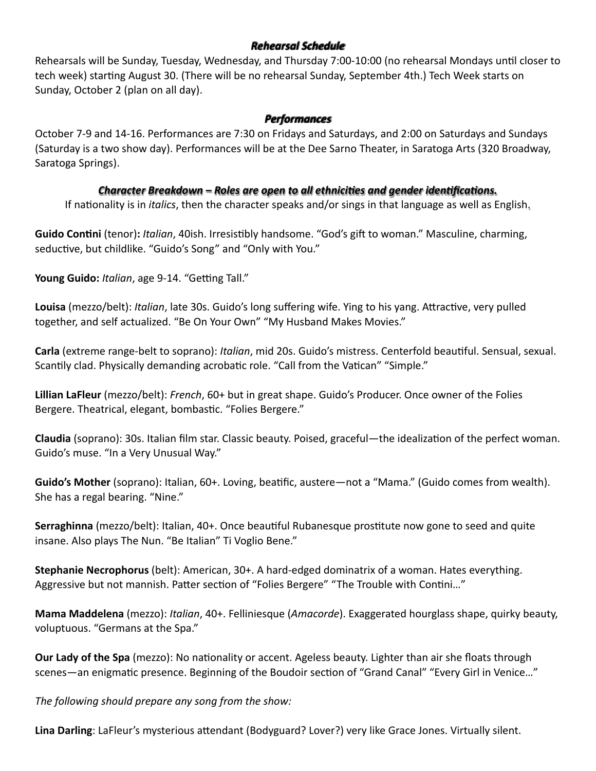### *Rehearsal Schedule*

Rehearsals will be Sunday, Tuesday, Wednesday, and Thursday 7:00-10:00 (no rehearsal Mondays until closer to tech week) starting August 30. (There will be no rehearsal Sunday, September 4th.) Tech Week starts on Sunday, October 2 (plan on all day).

### *Performances*

October 7-9 and 14-16. Performances are 7:30 on Fridays and Saturdays, and 2:00 on Saturdays and Sundays (Saturday is a two show day). Performances will be at the Dee Sarno Theater, in Saratoga Arts (320 Broadway, Saratoga Springs).

### *Character Breakdown – Roles are open to all ethnicities and gender identifications.*

If nationality is in *italics*, then the character speaks and/or sings in that language as well as English.

**Guido Contini** (tenor)**:** *Italian*, 40ish. Irresistibly handsome. "God's gift to woman." Masculine, charming, seductive, but childlike. "Guido's Song" and "Only with You."

**Young Guido:** *Italian*, age 9-14. "Getting Tall."

**Louisa** (mezzo/belt): *Italian*, late 30s. Guido's long suffering wife. Ying to his yang. Attractive, very pulled together, and self actualized. "Be On Your Own" "My Husband Makes Movies."

**Carla** (extreme range-belt to soprano): *Italian*, mid 20s. Guido's mistress. Centerfold beautiful. Sensual, sexual. Scantily clad. Physically demanding acrobatic role. "Call from the Vatican" "Simple."

**Lillian LaFleur** (mezzo/belt): *French*, 60+ but in great shape. Guido's Producer. Once owner of the Folies Bergere. Theatrical, elegant, bombastic. "Folies Bergere."

**Claudia** (soprano): 30s. Italian film star. Classic beauty. Poised, graceful—the idealization of the perfect woman. Guido's muse. "In a Very Unusual Way."

**Guido's Mother** (soprano): Italian, 60+. Loving, beatific, austere—not a "Mama." (Guido comes from wealth). She has a regal bearing. "Nine."

**Serraghinna** (mezzo/belt): Italian, 40+. Once beautiful Rubanesque prostitute now gone to seed and quite insane. Also plays The Nun. "Be Italian" Ti Voglio Bene."

**Stephanie Necrophorus** (belt): American, 30+. A hard-edged dominatrix of a woman. Hates everything. Aggressive but not mannish. Patter section of "Folies Bergere" "The Trouble with Contini…"

**Mama Maddelena** (mezzo): *Italian*, 40+. Felliniesque (*Amacorde*). Exaggerated hourglass shape, quirky beauty, voluptuous. "Germans at the Spa."

**Our Lady of the Spa** (mezzo): No nationality or accent. Ageless beauty. Lighter than air she floats through scenes—an enigmatic presence. Beginning of the Boudoir section of "Grand Canal" "Every Girl in Venice…"

*The following should prepare any song from the show:*

**Lina Darling**: LaFleur's mysterious attendant (Bodyguard? Lover?) very like Grace Jones. Virtually silent.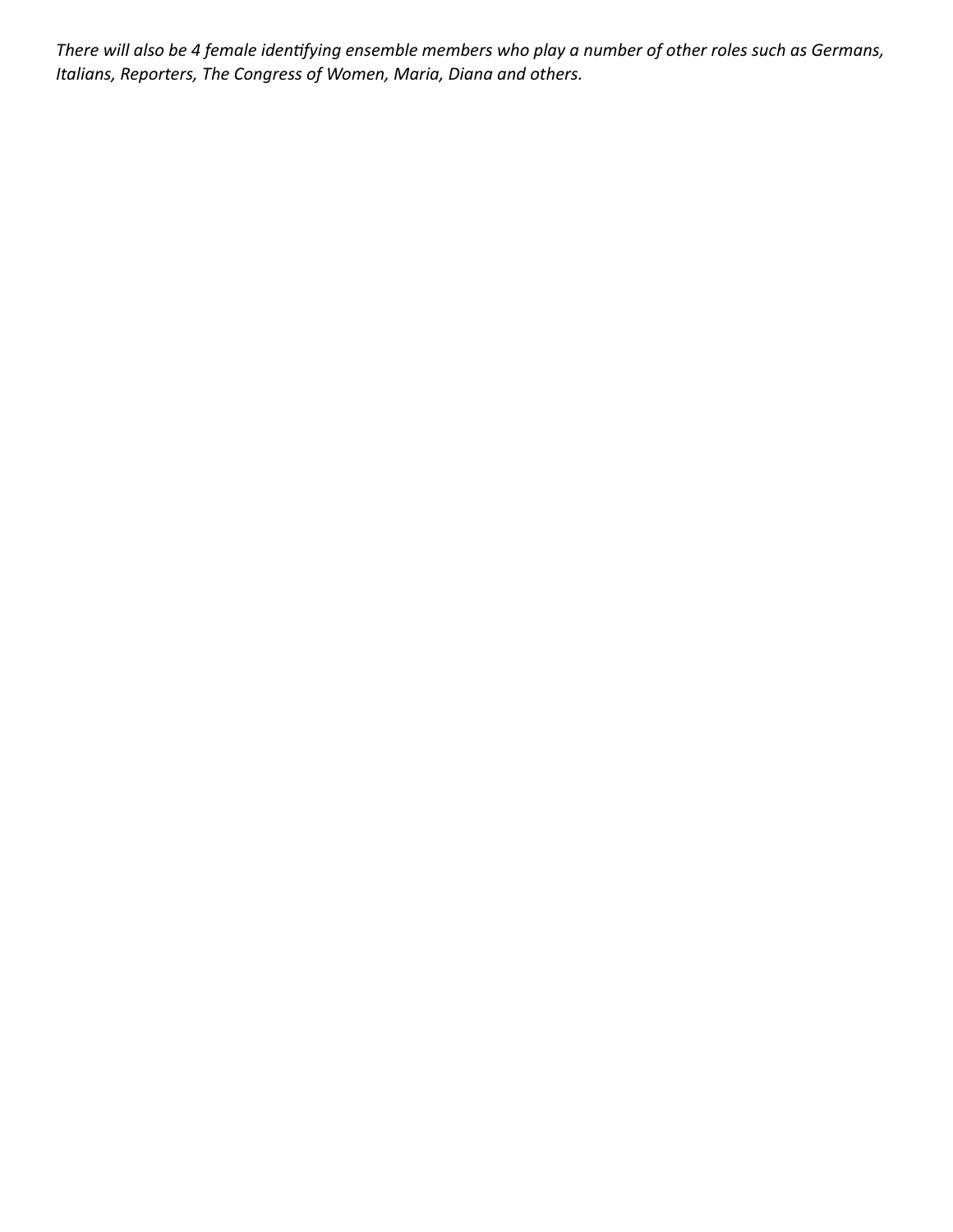*There will also be 4 female identifying ensemble members who play a number of other roles such as Germans, Italians, Reporters, The Congress of Women, Maria, Diana and others.*